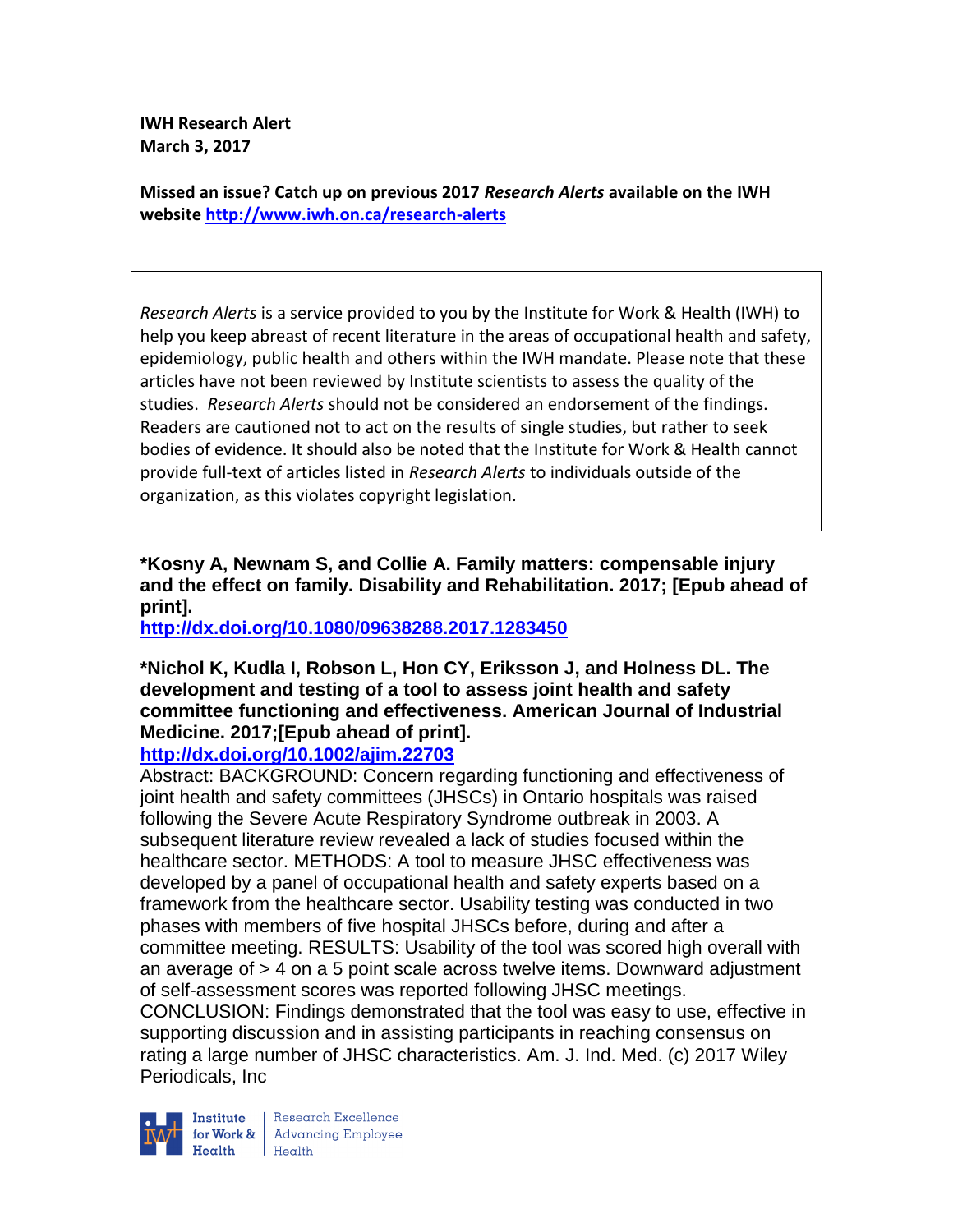**IWH Research Alert**
**March 3, 2017**

**Missed an issue? Catch up on previous 2017 *Research Alerts* available on the IWH website [http://www.iwh.on.ca/research-alerts](http://www.iwh.on.ca/research-alerts)**

> *Research Alerts* is a service provided to you by the Institute for Work & Health (IWH) to help you keep abreast of recent literature in the areas of occupational health and safety, epidemiology, public health and others within the IWH mandate. Please note that these articles have not been reviewed by Institute scientists to assess the quality of the studies. *Research Alerts* should not be considered an endorsement of the findings. Readers are cautioned not to act on the results of single studies, but rather to seek bodies of evidence. It should also be noted that the Institute for Work & Health cannot provide full-text of articles listed in *Research Alerts* to individuals outside of the organization, as this violates copyright legislation.

**\*Kosny A, Newnam S, and Collie A. Family matters: compensable injury and the effect on family. Disability and Rehabilitation. 2017; [Epub ahead of print].**
**[http://dx.doi.org/10.1080/09638288.2017.1283450](http://dx.doi.org/10.1080/09638288.2017.1283450)**

**\*Nichol K, Kudla I, Robson L, Hon CY, Eriksson J, and Holness DL. The development and testing of a tool to assess joint health and safety committee functioning and effectiveness. American Journal of Industrial Medicine. 2017;[Epub ahead of print].**
**[http://dx.doi.org/10.1002/ajim.22703](http://dx.doi.org/10.1002/ajim.22703)**
Abstract: BACKGROUND: Concern regarding functioning and effectiveness of joint health and safety committees (JHSCs) in Ontario hospitals was raised following the Severe Acute Respiratory Syndrome outbreak in 2003. A subsequent literature review revealed a lack of studies focused within the healthcare sector. METHODS: A tool to measure JHSC effectiveness was developed by a panel of occupational health and safety experts based on a framework from the healthcare sector. Usability testing was conducted in two phases with members of five hospital JHSCs before, during and after a committee meeting. RESULTS: Usability of the tool was scored high overall with an average of > 4 on a 5 point scale across twelve items. Downward adjustment of self-assessment scores was reported following JHSC meetings. CONCLUSION: Findings demonstrated that the tool was easy to use, effective in supporting discussion and in assisting participants in reaching consensus on rating a large number of JHSC characteristics. Am. J. Ind. Med. (c) 2017 Wiley Periodicals, Inc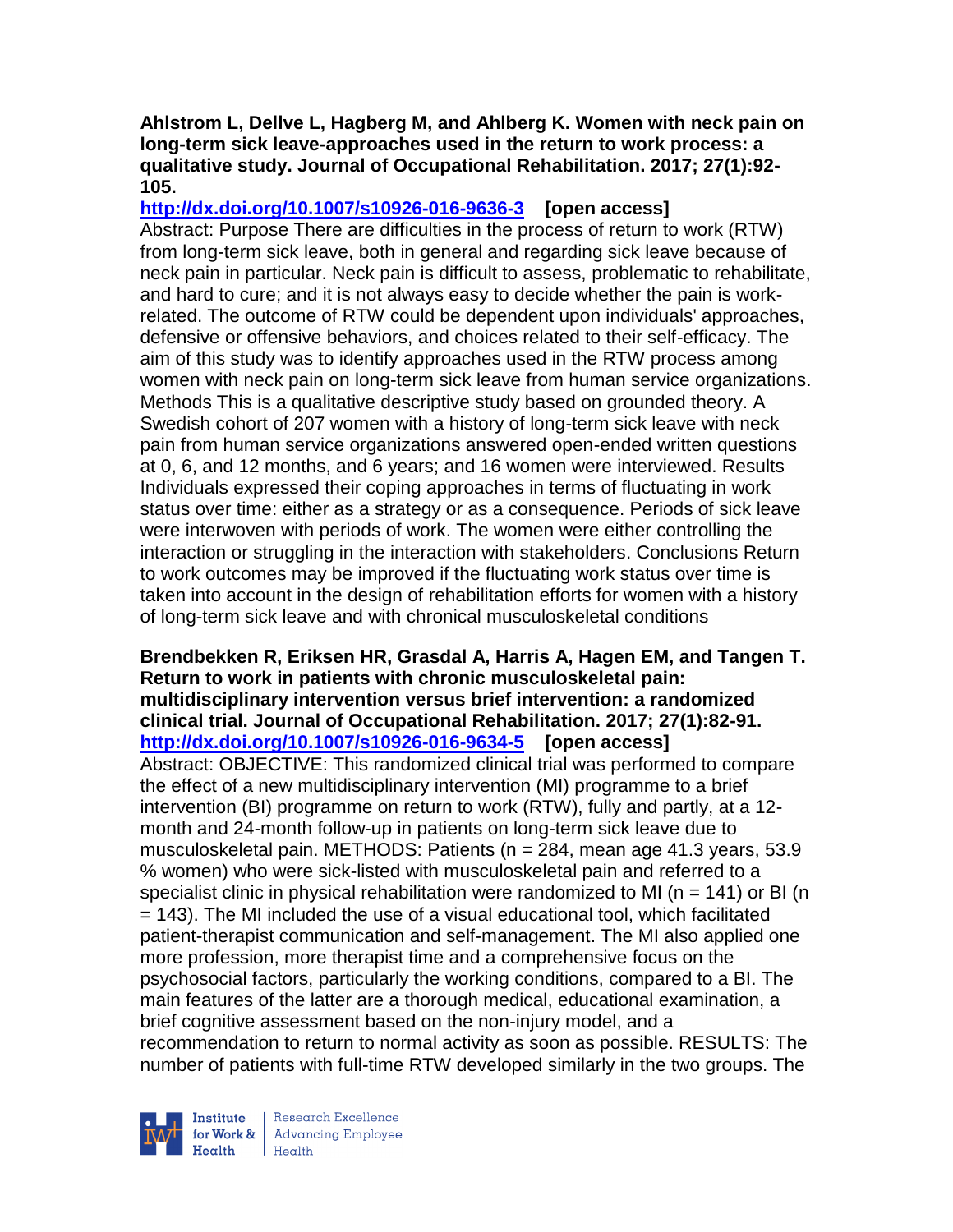**Ahlstrom L, Dellve L, Hagberg M, and Ahlberg K. Women with neck pain on long-term sick leave-approaches used in the return to work process: a qualitative study. Journal of Occupational Rehabilitation. 2017; 27(1):92-105.**
**http://dx.doi.org/10.1007/s10926-016-9636-3 [open access]**
Abstract: Purpose There are difficulties in the process of return to work (RTW) from long-term sick leave, both in general and regarding sick leave because of neck pain in particular. Neck pain is difficult to assess, problematic to rehabilitate, and hard to cure; and it is not always easy to decide whether the pain is work-related. The outcome of RTW could be dependent upon individuals' approaches, defensive or offensive behaviors, and choices related to their self-efficacy. The aim of this study was to identify approaches used in the RTW process among women with neck pain on long-term sick leave from human service organizations. Methods This is a qualitative descriptive study based on grounded theory. A Swedish cohort of 207 women with a history of long-term sick leave with neck pain from human service organizations answered open-ended written questions at 0, 6, and 12 months, and 6 years; and 16 women were interviewed. Results Individuals expressed their coping approaches in terms of fluctuating in work status over time: either as a strategy or as a consequence. Periods of sick leave were interwoven with periods of work. The women were either controlling the interaction or struggling in the interaction with stakeholders. Conclusions Return to work outcomes may be improved if the fluctuating work status over time is taken into account in the design of rehabilitation efforts for women with a history of long-term sick leave and with chronical musculoskeletal conditions

**Brendbekken R, Eriksen HR, Grasdal A, Harris A, Hagen EM, and Tangen T. Return to work in patients with chronic musculoskeletal pain: multidisciplinary intervention versus brief intervention: a randomized clinical trial. Journal of Occupational Rehabilitation. 2017; 27(1):82-91.**
**http://dx.doi.org/10.1007/s10926-016-9634-5 [open access]**
Abstract: OBJECTIVE: This randomized clinical trial was performed to compare the effect of a new multidisciplinary intervention (MI) programme to a brief intervention (BI) programme on return to work (RTW), fully and partly, at a 12-month and 24-month follow-up in patients on long-term sick leave due to musculoskeletal pain. METHODS: Patients (n = 284, mean age 41.3 years, 53.9 % women) who were sick-listed with musculoskeletal pain and referred to a specialist clinic in physical rehabilitation were randomized to MI (n = 141) or BI (n = 143). The MI included the use of a visual educational tool, which facilitated patient-therapist communication and self-management. The MI also applied one more profession, more therapist time and a comprehensive focus on the psychosocial factors, particularly the working conditions, compared to a BI. The main features of the latter are a thorough medical, educational examination, a brief cognitive assessment based on the non-injury model, and a recommendation to return to normal activity as soon as possible. RESULTS: The number of patients with full-time RTW developed similarly in the two groups. The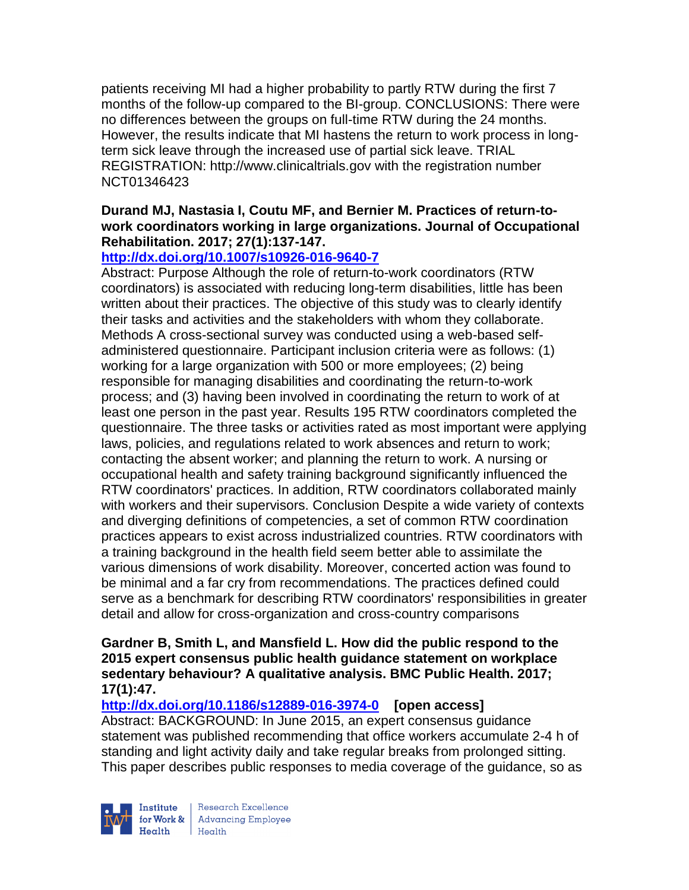patients receiving MI had a higher probability to partly RTW during the first 7 months of the follow-up compared to the BI-group. CONCLUSIONS: There were no differences between the groups on full-time RTW during the 24 months. However, the results indicate that MI hastens the return to work process in long-term sick leave through the increased use of partial sick leave. TRIAL REGISTRATION: http://www.clinicaltrials.gov with the registration number NCT01346423

**Durand MJ, Nastasia I, Coutu MF, and Bernier M. Practices of return-to-work coordinators working in large organizations. Journal of Occupational Rehabilitation. 2017; 27(1):137-147.**
**http://dx.doi.org/10.1007/s10926-016-9640-7**
Abstract: Purpose Although the role of return-to-work coordinators (RTW coordinators) is associated with reducing long-term disabilities, little has been written about their practices. The objective of this study was to clearly identify their tasks and activities and the stakeholders with whom they collaborate. Methods A cross-sectional survey was conducted using a web-based self-administered questionnaire. Participant inclusion criteria were as follows: (1) working for a large organization with 500 or more employees; (2) being responsible for managing disabilities and coordinating the return-to-work process; and (3) having been involved in coordinating the return to work of at least one person in the past year. Results 195 RTW coordinators completed the questionnaire. The three tasks or activities rated as most important were applying laws, policies, and regulations related to work absences and return to work; contacting the absent worker; and planning the return to work. A nursing or occupational health and safety training background significantly influenced the RTW coordinators' practices. In addition, RTW coordinators collaborated mainly with workers and their supervisors. Conclusion Despite a wide variety of contexts and diverging definitions of competencies, a set of common RTW coordination practices appears to exist across industrialized countries. RTW coordinators with a training background in the health field seem better able to assimilate the various dimensions of work disability. Moreover, concerted action was found to be minimal and a far cry from recommendations. The practices defined could serve as a benchmark for describing RTW coordinators' responsibilities in greater detail and allow for cross-organization and cross-country comparisons

**Gardner B, Smith L, and Mansfield L. How did the public respond to the 2015 expert consensus public health guidance statement on workplace sedentary behaviour? A qualitative analysis. BMC Public Health. 2017; 17(1):47.**
**http://dx.doi.org/10.1186/s12889-016-3974-0 [open access]**
Abstract: BACKGROUND: In June 2015, an expert consensus guidance statement was published recommending that office workers accumulate 2-4 h of standing and light activity daily and take regular breaks from prolonged sitting. This paper describes public responses to media coverage of the guidance, so as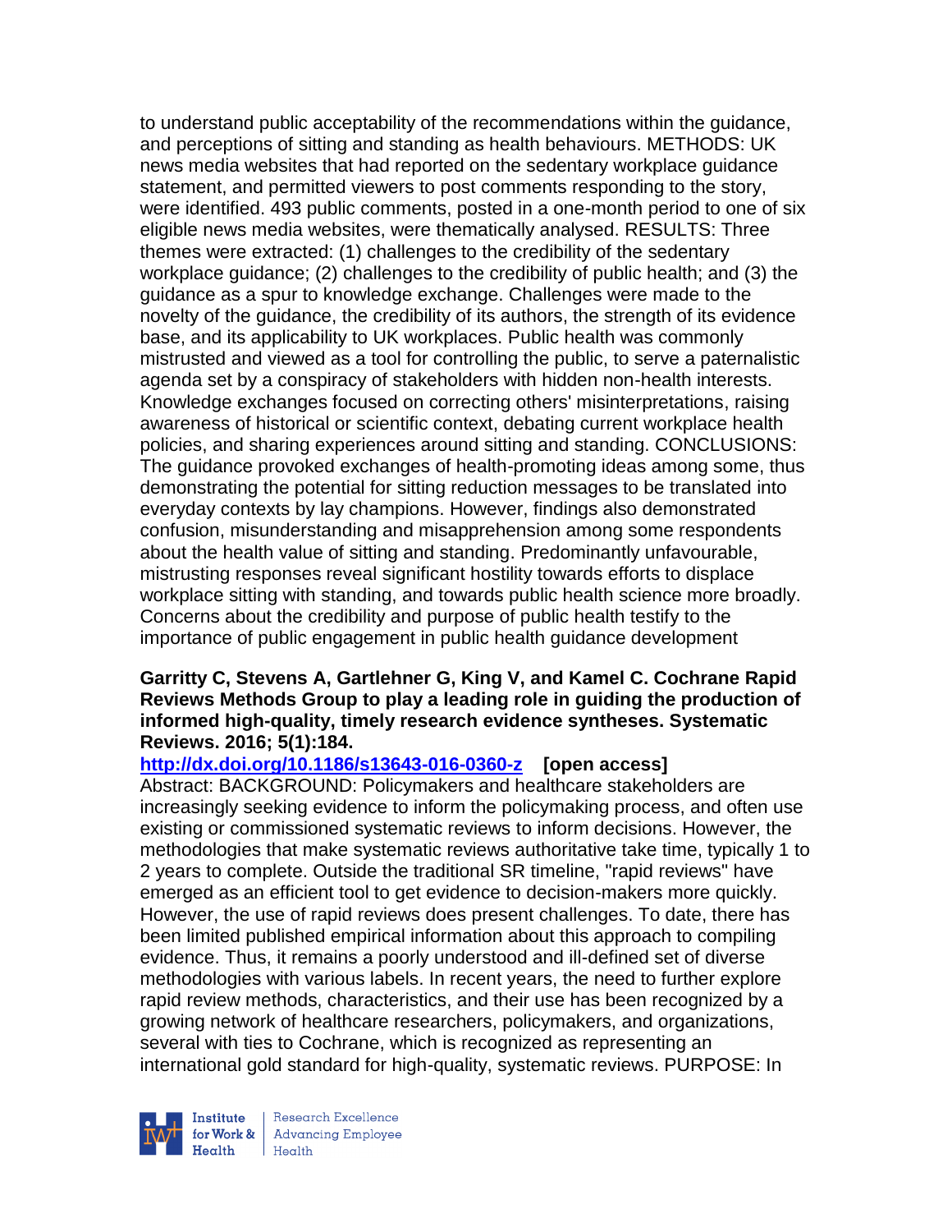to understand public acceptability of the recommendations within the guidance, and perceptions of sitting and standing as health behaviours. METHODS: UK news media websites that had reported on the sedentary workplace guidance statement, and permitted viewers to post comments responding to the story, were identified. 493 public comments, posted in a one-month period to one of six eligible news media websites, were thematically analysed. RESULTS: Three themes were extracted: (1) challenges to the credibility of the sedentary workplace guidance; (2) challenges to the credibility of public health; and (3) the guidance as a spur to knowledge exchange. Challenges were made to the novelty of the guidance, the credibility of its authors, the strength of its evidence base, and its applicability to UK workplaces. Public health was commonly mistrusted and viewed as a tool for controlling the public, to serve a paternalistic agenda set by a conspiracy of stakeholders with hidden non-health interests. Knowledge exchanges focused on correcting others' misinterpretations, raising awareness of historical or scientific context, debating current workplace health policies, and sharing experiences around sitting and standing. CONCLUSIONS: The guidance provoked exchanges of health-promoting ideas among some, thus demonstrating the potential for sitting reduction messages to be translated into everyday contexts by lay champions. However, findings also demonstrated confusion, misunderstanding and misapprehension among some respondents about the health value of sitting and standing. Predominantly unfavourable, mistrusting responses reveal significant hostility towards efforts to displace workplace sitting with standing, and towards public health science more broadly. Concerns about the credibility and purpose of public health testify to the importance of public engagement in public health guidance development

**Garritty C, Stevens A, Gartlehner G, King V, and Kamel C. Cochrane Rapid Reviews Methods Group to play a leading role in guiding the production of informed high-quality, timely research evidence syntheses. Systematic Reviews. 2016; 5(1):184.**

**http://dx.doi.org/10.1186/s13643-016-0360-z [open access]**

Abstract: BACKGROUND: Policymakers and healthcare stakeholders are increasingly seeking evidence to inform the policymaking process, and often use existing or commissioned systematic reviews to inform decisions. However, the methodologies that make systematic reviews authoritative take time, typically 1 to 2 years to complete. Outside the traditional SR timeline, "rapid reviews" have emerged as an efficient tool to get evidence to decision-makers more quickly. However, the use of rapid reviews does present challenges. To date, there has been limited published empirical information about this approach to compiling evidence. Thus, it remains a poorly understood and ill-defined set of diverse methodologies with various labels. In recent years, the need to further explore rapid review methods, characteristics, and their use has been recognized by a growing network of healthcare researchers, policymakers, and organizations, several with ties to Cochrane, which is recognized as representing an international gold standard for high-quality, systematic reviews. PURPOSE: In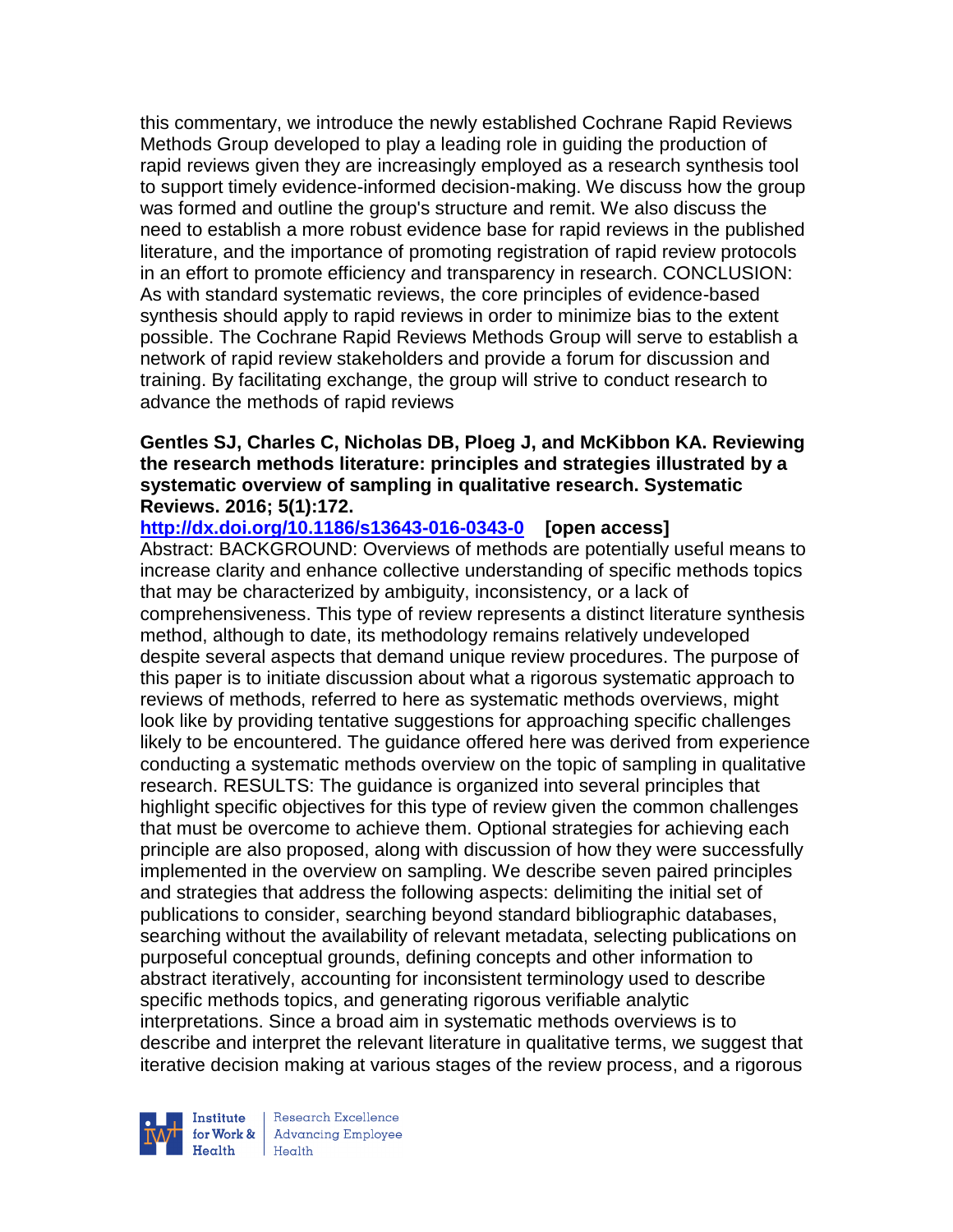this commentary, we introduce the newly established Cochrane Rapid Reviews Methods Group developed to play a leading role in guiding the production of rapid reviews given they are increasingly employed as a research synthesis tool to support timely evidence-informed decision-making. We discuss how the group was formed and outline the group's structure and remit. We also discuss the need to establish a more robust evidence base for rapid reviews in the published literature, and the importance of promoting registration of rapid review protocols in an effort to promote efficiency and transparency in research. CONCLUSION: As with standard systematic reviews, the core principles of evidence-based synthesis should apply to rapid reviews in order to minimize bias to the extent possible. The Cochrane Rapid Reviews Methods Group will serve to establish a network of rapid review stakeholders and provide a forum for discussion and training. By facilitating exchange, the group will strive to conduct research to advance the methods of rapid reviews

**Gentles SJ, Charles C, Nicholas DB, Ploeg J, and McKibbon KA. Reviewing the research methods literature: principles and strategies illustrated by a systematic overview of sampling in qualitative research. Systematic Reviews. 2016; 5(1):172.**

**http://dx.doi.org/10.1186/s13643-016-0343-0 [open access]**

Abstract: BACKGROUND: Overviews of methods are potentially useful means to increase clarity and enhance collective understanding of specific methods topics that may be characterized by ambiguity, inconsistency, or a lack of comprehensiveness. This type of review represents a distinct literature synthesis method, although to date, its methodology remains relatively undeveloped despite several aspects that demand unique review procedures. The purpose of this paper is to initiate discussion about what a rigorous systematic approach to reviews of methods, referred to here as systematic methods overviews, might look like by providing tentative suggestions for approaching specific challenges likely to be encountered. The guidance offered here was derived from experience conducting a systematic methods overview on the topic of sampling in qualitative research. RESULTS: The guidance is organized into several principles that highlight specific objectives for this type of review given the common challenges that must be overcome to achieve them. Optional strategies for achieving each principle are also proposed, along with discussion of how they were successfully implemented in the overview on sampling. We describe seven paired principles and strategies that address the following aspects: delimiting the initial set of publications to consider, searching beyond standard bibliographic databases, searching without the availability of relevant metadata, selecting publications on purposeful conceptual grounds, defining concepts and other information to abstract iteratively, accounting for inconsistent terminology used to describe specific methods topics, and generating rigorous verifiable analytic interpretations. Since a broad aim in systematic methods overviews is to describe and interpret the relevant literature in qualitative terms, we suggest that iterative decision making at various stages of the review process, and a rigorous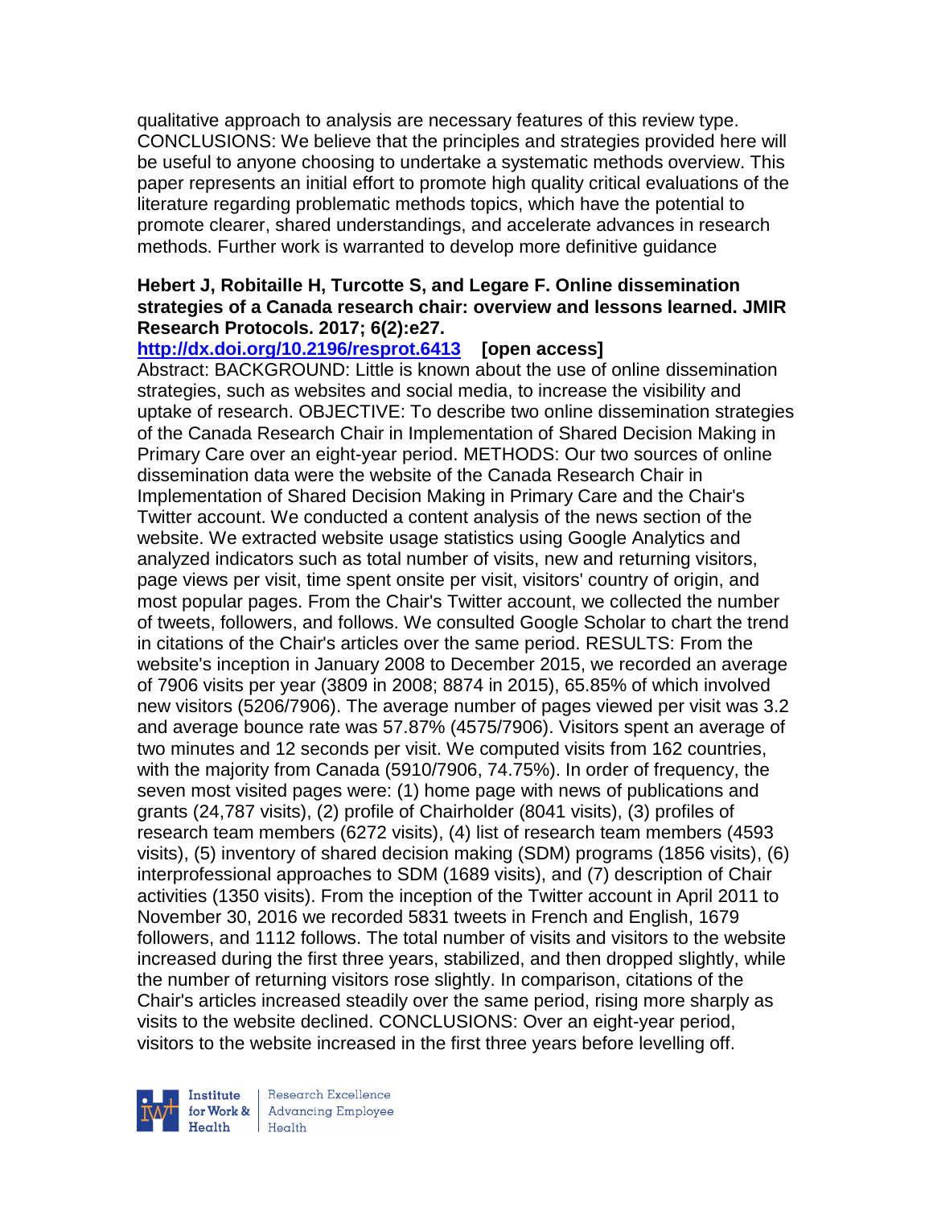qualitative approach to analysis are necessary features of this review type. CONCLUSIONS: We believe that the principles and strategies provided here will be useful to anyone choosing to undertake a systematic methods overview. This paper represents an initial effort to promote high quality critical evaluations of the literature regarding problematic methods topics, which have the potential to promote clearer, shared understandings, and accelerate advances in research methods. Further work is warranted to develop more definitive guidance

**Hebert J, Robitaille H, Turcotte S, and Legare F. Online dissemination strategies of a Canada research chair: overview and lessons learned. JMIR Research Protocols. 2017; 6(2):e27.**

**http://dx.doi.org/10.2196/resprot.6413 [open access]**

Abstract: BACKGROUND: Little is known about the use of online dissemination strategies, such as websites and social media, to increase the visibility and uptake of research. OBJECTIVE: To describe two online dissemination strategies of the Canada Research Chair in Implementation of Shared Decision Making in Primary Care over an eight-year period. METHODS: Our two sources of online dissemination data were the website of the Canada Research Chair in Implementation of Shared Decision Making in Primary Care and the Chair's Twitter account. We conducted a content analysis of the news section of the website. We extracted website usage statistics using Google Analytics and analyzed indicators such as total number of visits, new and returning visitors, page views per visit, time spent onsite per visit, visitors' country of origin, and most popular pages. From the Chair's Twitter account, we collected the number of tweets, followers, and follows. We consulted Google Scholar to chart the trend in citations of the Chair's articles over the same period. RESULTS: From the website's inception in January 2008 to December 2015, we recorded an average of 7906 visits per year (3809 in 2008; 8874 in 2015), 65.85% of which involved new visitors (5206/7906). The average number of pages viewed per visit was 3.2 and average bounce rate was 57.87% (4575/7906). Visitors spent an average of two minutes and 12 seconds per visit. We computed visits from 162 countries, with the majority from Canada (5910/7906, 74.75%). In order of frequency, the seven most visited pages were: (1) home page with news of publications and grants (24,787 visits), (2) profile of Chairholder (8041 visits), (3) profiles of research team members (6272 visits), (4) list of research team members (4593 visits), (5) inventory of shared decision making (SDM) programs (1856 visits), (6) interprofessional approaches to SDM (1689 visits), and (7) description of Chair activities (1350 visits). From the inception of the Twitter account in April 2011 to November 30, 2016 we recorded 5831 tweets in French and English, 1679 followers, and 1112 follows. The total number of visits and visitors to the website increased during the first three years, stabilized, and then dropped slightly, while the number of returning visitors rose slightly. In comparison, citations of the Chair's articles increased steadily over the same period, rising more sharply as visits to the website declined. CONCLUSIONS: Over an eight-year period, visitors to the website increased in the first three years before levelling off.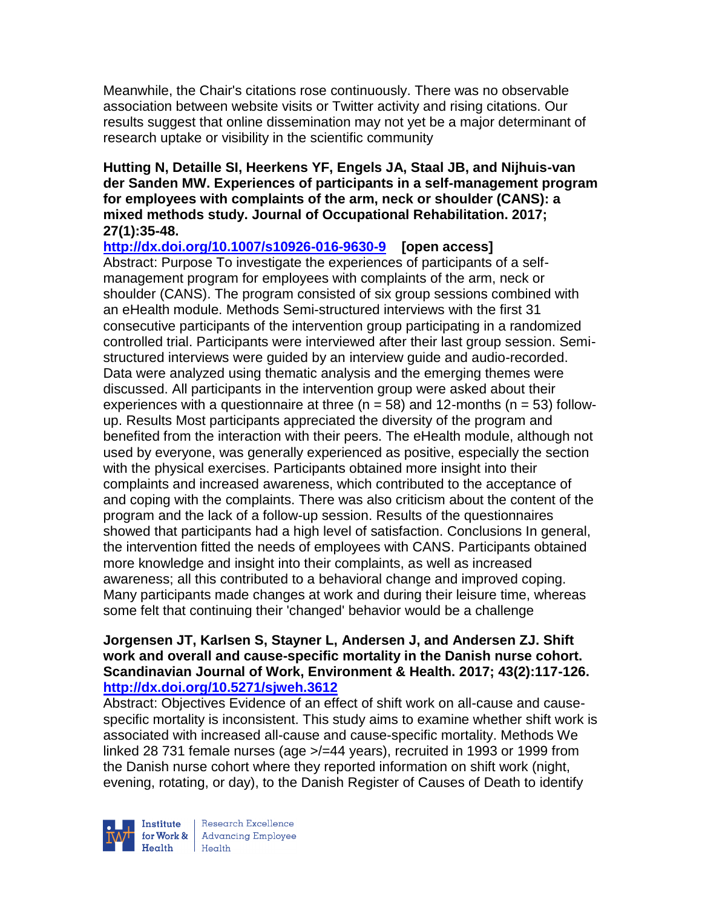Meanwhile, the Chair's citations rose continuously. There was no observable association between website visits or Twitter activity and rising citations. Our results suggest that online dissemination may not yet be a major determinant of research uptake or visibility in the scientific community

**Hutting N, Detaille SI, Heerkens YF, Engels JA, Staal JB, and Nijhuis-van der Sanden MW. Experiences of participants in a self-management program for employees with complaints of the arm, neck or shoulder (CANS): a mixed methods study. Journal of Occupational Rehabilitation. 2017; 27(1):35-48.**
**http://dx.doi.org/10.1007/s10926-016-9630-9 [open access]**
Abstract: Purpose To investigate the experiences of participants of a self-management program for employees with complaints of the arm, neck or shoulder (CANS). The program consisted of six group sessions combined with an eHealth module. Methods Semi-structured interviews with the first 31 consecutive participants of the intervention group participating in a randomized controlled trial. Participants were interviewed after their last group session. Semi-structured interviews were guided by an interview guide and audio-recorded. Data were analyzed using thematic analysis and the emerging themes were discussed. All participants in the intervention group were asked about their experiences with a questionnaire at three (n = 58) and 12-months (n = 53) follow-up. Results Most participants appreciated the diversity of the program and benefited from the interaction with their peers. The eHealth module, although not used by everyone, was generally experienced as positive, especially the section with the physical exercises. Participants obtained more insight into their complaints and increased awareness, which contributed to the acceptance of and coping with the complaints. There was also criticism about the content of the program and the lack of a follow-up session. Results of the questionnaires showed that participants had a high level of satisfaction. Conclusions In general, the intervention fitted the needs of employees with CANS. Participants obtained more knowledge and insight into their complaints, as well as increased awareness; all this contributed to a behavioral change and improved coping. Many participants made changes at work and during their leisure time, whereas some felt that continuing their 'changed' behavior would be a challenge

**Jorgensen JT, Karlsen S, Stayner L, Andersen J, and Andersen ZJ. Shift work and overall and cause-specific mortality in the Danish nurse cohort. Scandinavian Journal of Work, Environment & Health. 2017; 43(2):117-126.**
**http://dx.doi.org/10.5271/sjweh.3612**
Abstract: Objectives Evidence of an effect of shift work on all-cause and cause-specific mortality is inconsistent. This study aims to examine whether shift work is associated with increased all-cause and cause-specific mortality. Methods We linked 28 731 female nurses (age >/=44 years), recruited in 1993 or 1999 from the Danish nurse cohort where they reported information on shift work (night, evening, rotating, or day), to the Danish Register of Causes of Death to identify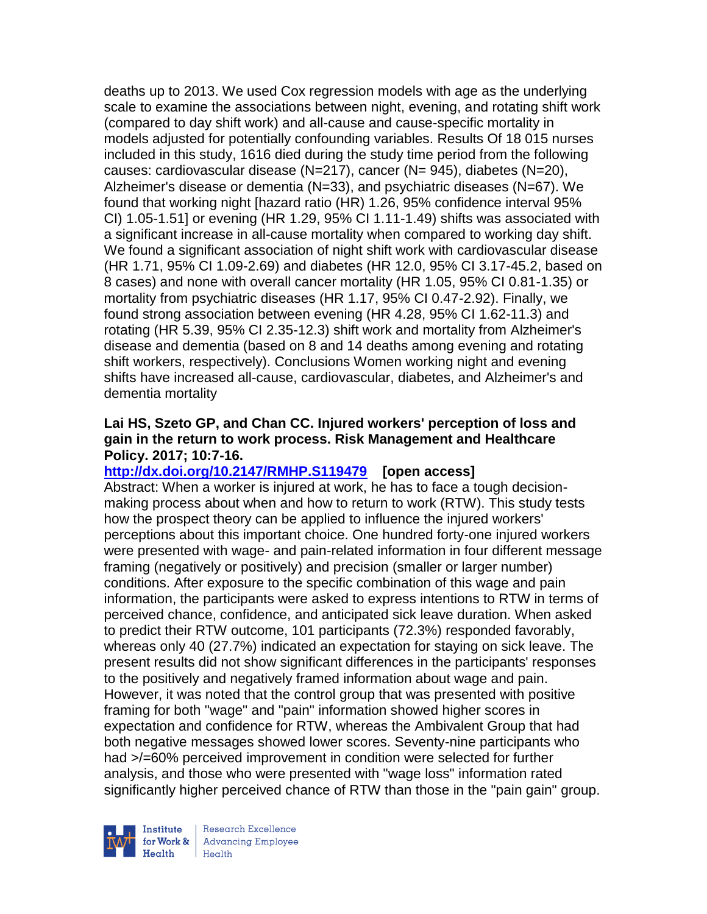deaths up to 2013. We used Cox regression models with age as the underlying scale to examine the associations between night, evening, and rotating shift work (compared to day shift work) and all-cause and cause-specific mortality in models adjusted for potentially confounding variables. Results Of 18 015 nurses included in this study, 1616 died during the study time period from the following causes: cardiovascular disease (N=217), cancer (N= 945), diabetes (N=20), Alzheimer's disease or dementia (N=33), and psychiatric diseases (N=67). We found that working night [hazard ratio (HR) 1.26, 95% confidence interval 95% CI) 1.05-1.51] or evening (HR 1.29, 95% CI 1.11-1.49) shifts was associated with a significant increase in all-cause mortality when compared to working day shift. We found a significant association of night shift work with cardiovascular disease (HR 1.71, 95% CI 1.09-2.69) and diabetes (HR 12.0, 95% CI 3.17-45.2, based on 8 cases) and none with overall cancer mortality (HR 1.05, 95% CI 0.81-1.35) or mortality from psychiatric diseases (HR 1.17, 95% CI 0.47-2.92). Finally, we found strong association between evening (HR 4.28, 95% CI 1.62-11.3) and rotating (HR 5.39, 95% CI 2.35-12.3) shift work and mortality from Alzheimer's disease and dementia (based on 8 and 14 deaths among evening and rotating shift workers, respectively). Conclusions Women working night and evening shifts have increased all-cause, cardiovascular, diabetes, and Alzheimer's and dementia mortality

**Lai HS, Szeto GP, and Chan CC. Injured workers' perception of loss and gain in the return to work process. Risk Management and Healthcare Policy. 2017; 10:7-16.**

**http://dx.doi.org/10.2147/RMHP.S119479 [open access]**

Abstract: When a worker is injured at work, he has to face a tough decision-making process about when and how to return to work (RTW). This study tests how the prospect theory can be applied to influence the injured workers' perceptions about this important choice. One hundred forty-one injured workers were presented with wage- and pain-related information in four different message framing (negatively or positively) and precision (smaller or larger number) conditions. After exposure to the specific combination of this wage and pain information, the participants were asked to express intentions to RTW in terms of perceived chance, confidence, and anticipated sick leave duration. When asked to predict their RTW outcome, 101 participants (72.3%) responded favorably, whereas only 40 (27.7%) indicated an expectation for staying on sick leave. The present results did not show significant differences in the participants' responses to the positively and negatively framed information about wage and pain. However, it was noted that the control group that was presented with positive framing for both "wage" and "pain" information showed higher scores in expectation and confidence for RTW, whereas the Ambivalent Group that had both negative messages showed lower scores. Seventy-nine participants who had >/=60% perceived improvement in condition were selected for further analysis, and those who were presented with "wage loss" information rated significantly higher perceived chance of RTW than those in the "pain gain" group.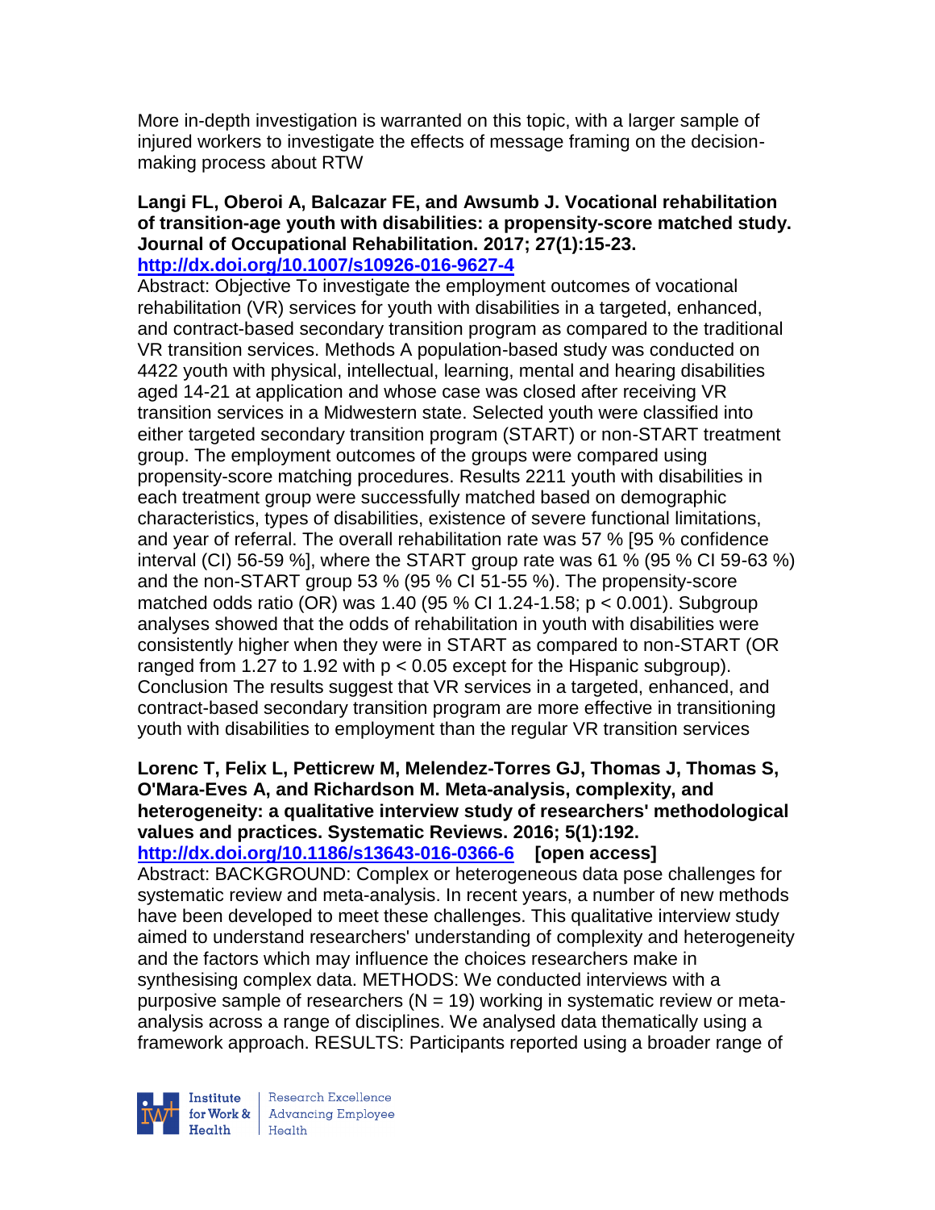More in-depth investigation is warranted on this topic, with a larger sample of injured workers to investigate the effects of message framing on the decision-making process about RTW

**Langi FL, Oberoi A, Balcazar FE, and Awsumb J. Vocational rehabilitation of transition-age youth with disabilities: a propensity-score matched study. Journal of Occupational Rehabilitation. 2017; 27(1):15-23.**
**http://dx.doi.org/10.1007/s10926-016-9627-4**

Abstract: Objective To investigate the employment outcomes of vocational rehabilitation (VR) services for youth with disabilities in a targeted, enhanced, and contract-based secondary transition program as compared to the traditional VR transition services. Methods A population-based study was conducted on 4422 youth with physical, intellectual, learning, mental and hearing disabilities aged 14-21 at application and whose case was closed after receiving VR transition services in a Midwestern state. Selected youth were classified into either targeted secondary transition program (START) or non-START treatment group. The employment outcomes of the groups were compared using propensity-score matching procedures. Results 2211 youth with disabilities in each treatment group were successfully matched based on demographic characteristics, types of disabilities, existence of severe functional limitations, and year of referral. The overall rehabilitation rate was 57 % [95 % confidence interval (CI) 56-59 %], where the START group rate was 61 % (95 % CI 59-63 %) and the non-START group 53 % (95 % CI 51-55 %). The propensity-score matched odds ratio (OR) was 1.40 (95 % CI 1.24-1.58; $p < 0.001$). Subgroup analyses showed that the odds of rehabilitation in youth with disabilities were consistently higher when they were in START as compared to non-START (OR ranged from 1.27 to 1.92 with $p < 0.05$ except for the Hispanic subgroup). Conclusion The results suggest that VR services in a targeted, enhanced, and contract-based secondary transition program are more effective in transitioning youth with disabilities to employment than the regular VR transition services

**Lorenc T, Felix L, Petticrew M, Melendez-Torres GJ, Thomas J, Thomas S, O'Mara-Eves A, and Richardson M. Meta-analysis, complexity, and heterogeneity: a qualitative interview study of researchers' methodological values and practices. Systematic Reviews. 2016; 5(1):192.**
**http://dx.doi.org/10.1186/s13643-016-0366-6 [open access]**

Abstract: BACKGROUND: Complex or heterogeneous data pose challenges for systematic review and meta-analysis. In recent years, a number of new methods have been developed to meet these challenges. This qualitative interview study aimed to understand researchers' understanding of complexity and heterogeneity and the factors which may influence the choices researchers make in synthesising complex data. METHODS: We conducted interviews with a purposive sample of researchers ($N = 19$) working in systematic review or meta-analysis across a range of disciplines. We analysed data thematically using a framework approach. RESULTS: Participants reported using a broader range of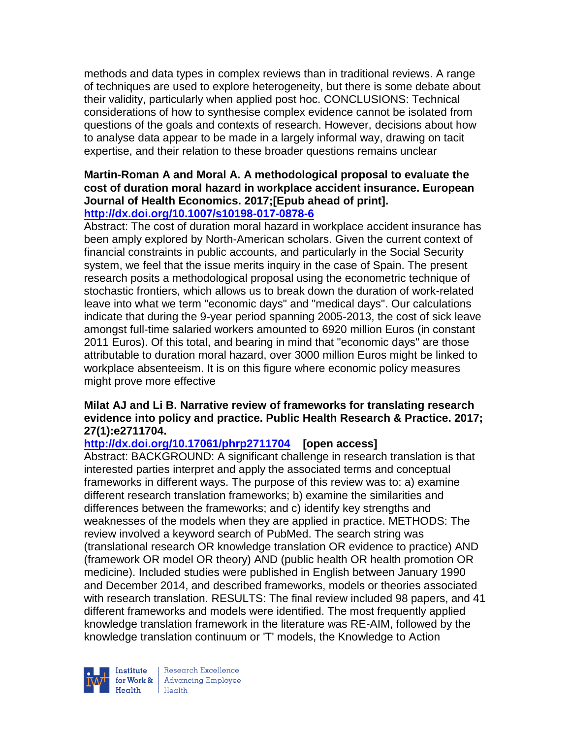methods and data types in complex reviews than in traditional reviews. A range of techniques are used to explore heterogeneity, but there is some debate about their validity, particularly when applied post hoc. CONCLUSIONS: Technical considerations of how to synthesise complex evidence cannot be isolated from questions of the goals and contexts of research. However, decisions about how to analyse data appear to be made in a largely informal way, drawing on tacit expertise, and their relation to these broader questions remains unclear

**Martin-Roman A and Moral A. A methodological proposal to evaluate the cost of duration moral hazard in workplace accident insurance. European Journal of Health Economics. 2017;[Epub ahead of print].**
**http://dx.doi.org/10.1007/s10198-017-0878-6**

Abstract: The cost of duration moral hazard in workplace accident insurance has been amply explored by North-American scholars. Given the current context of financial constraints in public accounts, and particularly in the Social Security system, we feel that the issue merits inquiry in the case of Spain. The present research posits a methodological proposal using the econometric technique of stochastic frontiers, which allows us to break down the duration of work-related leave into what we term "economic days" and "medical days". Our calculations indicate that during the 9-year period spanning 2005-2013, the cost of sick leave amongst full-time salaried workers amounted to 6920 million Euros (in constant 2011 Euros). Of this total, and bearing in mind that "economic days" are those attributable to duration moral hazard, over 3000 million Euros might be linked to workplace absenteeism. It is on this figure where economic policy measures might prove more effective

**Milat AJ and Li B. Narrative review of frameworks for translating research evidence into policy and practice. Public Health Research & Practice. 2017; 27(1):e2711704.**
**http://dx.doi.org/10.17061/phrp2711704 [open access]**

Abstract: BACKGROUND: A significant challenge in research translation is that interested parties interpret and apply the associated terms and conceptual frameworks in different ways. The purpose of this review was to: a) examine different research translation frameworks; b) examine the similarities and differences between the frameworks; and c) identify key strengths and weaknesses of the models when they are applied in practice. METHODS: The review involved a keyword search of PubMed. The search string was (translational research OR knowledge translation OR evidence to practice) AND (framework OR model OR theory) AND (public health OR health promotion OR medicine). Included studies were published in English between January 1990 and December 2014, and described frameworks, models or theories associated with research translation. RESULTS: The final review included 98 papers, and 41 different frameworks and models were identified. The most frequently applied knowledge translation framework in the literature was RE-AIM, followed by the knowledge translation continuum or 'T' models, the Knowledge to Action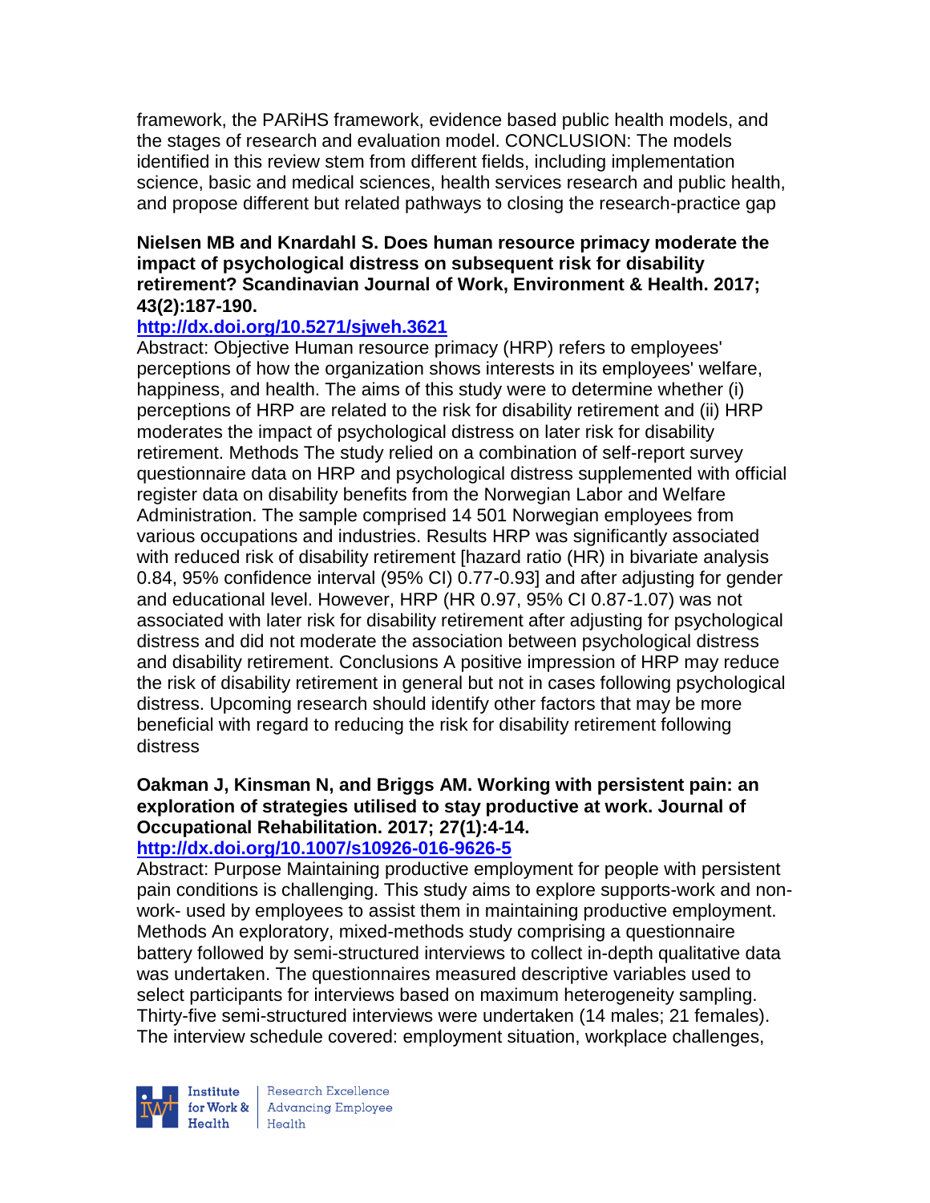framework, the PARiHS framework, evidence based public health models, and the stages of research and evaluation model. CONCLUSION: The models identified in this review stem from different fields, including implementation science, basic and medical sciences, health services research and public health, and propose different but related pathways to closing the research-practice gap

**Nielsen MB and Knardahl S. Does human resource primacy moderate the impact of psychological distress on subsequent risk for disability retirement? Scandinavian Journal of Work, Environment & Health. 2017; 43(2):187-190.**

**http://dx.doi.org/10.5271/sjweh.3621**

Abstract: Objective Human resource primacy (HRP) refers to employees' perceptions of how the organization shows interests in its employees' welfare, happiness, and health. The aims of this study were to determine whether (i) perceptions of HRP are related to the risk for disability retirement and (ii) HRP moderates the impact of psychological distress on later risk for disability retirement. Methods The study relied on a combination of self-report survey questionnaire data on HRP and psychological distress supplemented with official register data on disability benefits from the Norwegian Labor and Welfare Administration. The sample comprised 14 501 Norwegian employees from various occupations and industries. Results HRP was significantly associated with reduced risk of disability retirement [hazard ratio (HR) in bivariate analysis 0.84, 95% confidence interval (95% CI) 0.77-0.93] and after adjusting for gender and educational level. However, HRP (HR 0.97, 95% CI 0.87-1.07) was not associated with later risk for disability retirement after adjusting for psychological distress and did not moderate the association between psychological distress and disability retirement. Conclusions A positive impression of HRP may reduce the risk of disability retirement in general but not in cases following psychological distress. Upcoming research should identify other factors that may be more beneficial with regard to reducing the risk for disability retirement following distress

**Oakman J, Kinsman N, and Briggs AM. Working with persistent pain: an exploration of strategies utilised to stay productive at work. Journal of Occupational Rehabilitation. 2017; 27(1):4-14.**

**http://dx.doi.org/10.1007/s10926-016-9626-5**

Abstract: Purpose Maintaining productive employment for people with persistent pain conditions is challenging. This study aims to explore supports-work and non-work- used by employees to assist them in maintaining productive employment. Methods An exploratory, mixed-methods study comprising a questionnaire battery followed by semi-structured interviews to collect in-depth qualitative data was undertaken. The questionnaires measured descriptive variables used to select participants for interviews based on maximum heterogeneity sampling. Thirty-five semi-structured interviews were undertaken (14 males; 21 females). The interview schedule covered: employment situation, workplace challenges,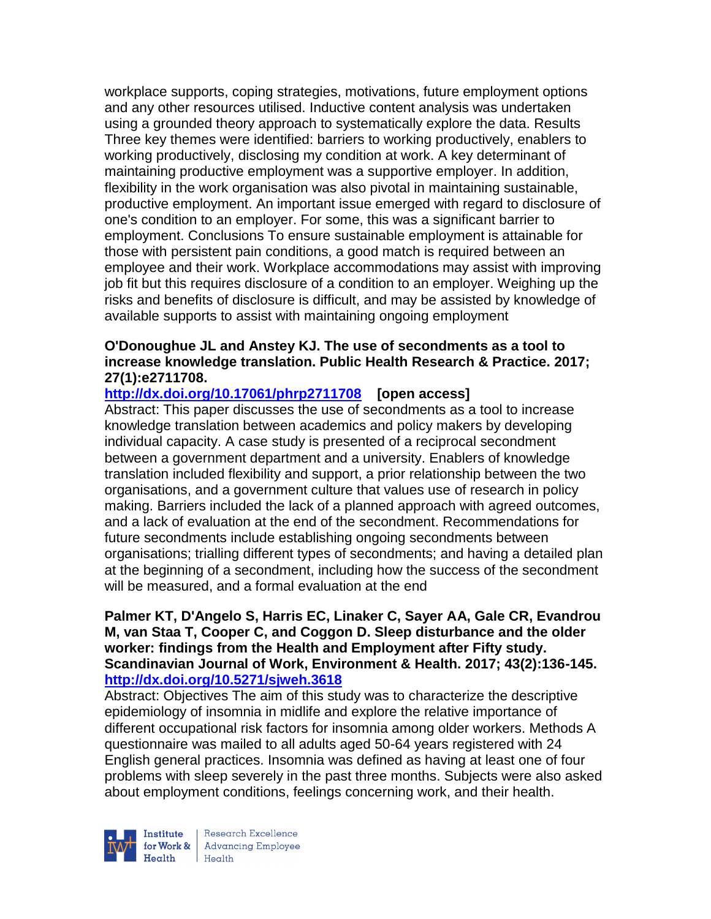workplace supports, coping strategies, motivations, future employment options and any other resources utilised. Inductive content analysis was undertaken using a grounded theory approach to systematically explore the data. Results Three key themes were identified: barriers to working productively, enablers to working productively, disclosing my condition at work. A key determinant of maintaining productive employment was a supportive employer. In addition, flexibility in the work organisation was also pivotal in maintaining sustainable, productive employment. An important issue emerged with regard to disclosure of one's condition to an employer. For some, this was a significant barrier to employment. Conclusions To ensure sustainable employment is attainable for those with persistent pain conditions, a good match is required between an employee and their work. Workplace accommodations may assist with improving job fit but this requires disclosure of a condition to an employer. Weighing up the risks and benefits of disclosure is difficult, and may be assisted by knowledge of available supports to assist with maintaining ongoing employment

**O'Donoughue JL and Anstey KJ. The use of secondments as a tool to increase knowledge translation. Public Health Research & Practice. 2017; 27(1):e2711708.**

**http://dx.doi.org/10.17061/phrp2711708 [open access]**

Abstract: This paper discusses the use of secondments as a tool to increase knowledge translation between academics and policy makers by developing individual capacity. A case study is presented of a reciprocal secondment between a government department and a university. Enablers of knowledge translation included flexibility and support, a prior relationship between the two organisations, and a government culture that values use of research in policy making. Barriers included the lack of a planned approach with agreed outcomes, and a lack of evaluation at the end of the secondment. Recommendations for future secondments include establishing ongoing secondments between organisations; trialling different types of secondments; and having a detailed plan at the beginning of a secondment, including how the success of the secondment will be measured, and a formal evaluation at the end

**Palmer KT, D'Angelo S, Harris EC, Linaker C, Sayer AA, Gale CR, Evandrou M, van Staa T, Cooper C, and Coggon D. Sleep disturbance and the older worker: findings from the Health and Employment after Fifty study. Scandinavian Journal of Work, Environment & Health. 2017; 43(2):136-145. http://dx.doi.org/10.5271/sjweh.3618**

Abstract: Objectives The aim of this study was to characterize the descriptive epidemiology of insomnia in midlife and explore the relative importance of different occupational risk factors for insomnia among older workers. Methods A questionnaire was mailed to all adults aged 50-64 years registered with 24 English general practices. Insomnia was defined as having at least one of four problems with sleep severely in the past three months. Subjects were also asked about employment conditions, feelings concerning work, and their health.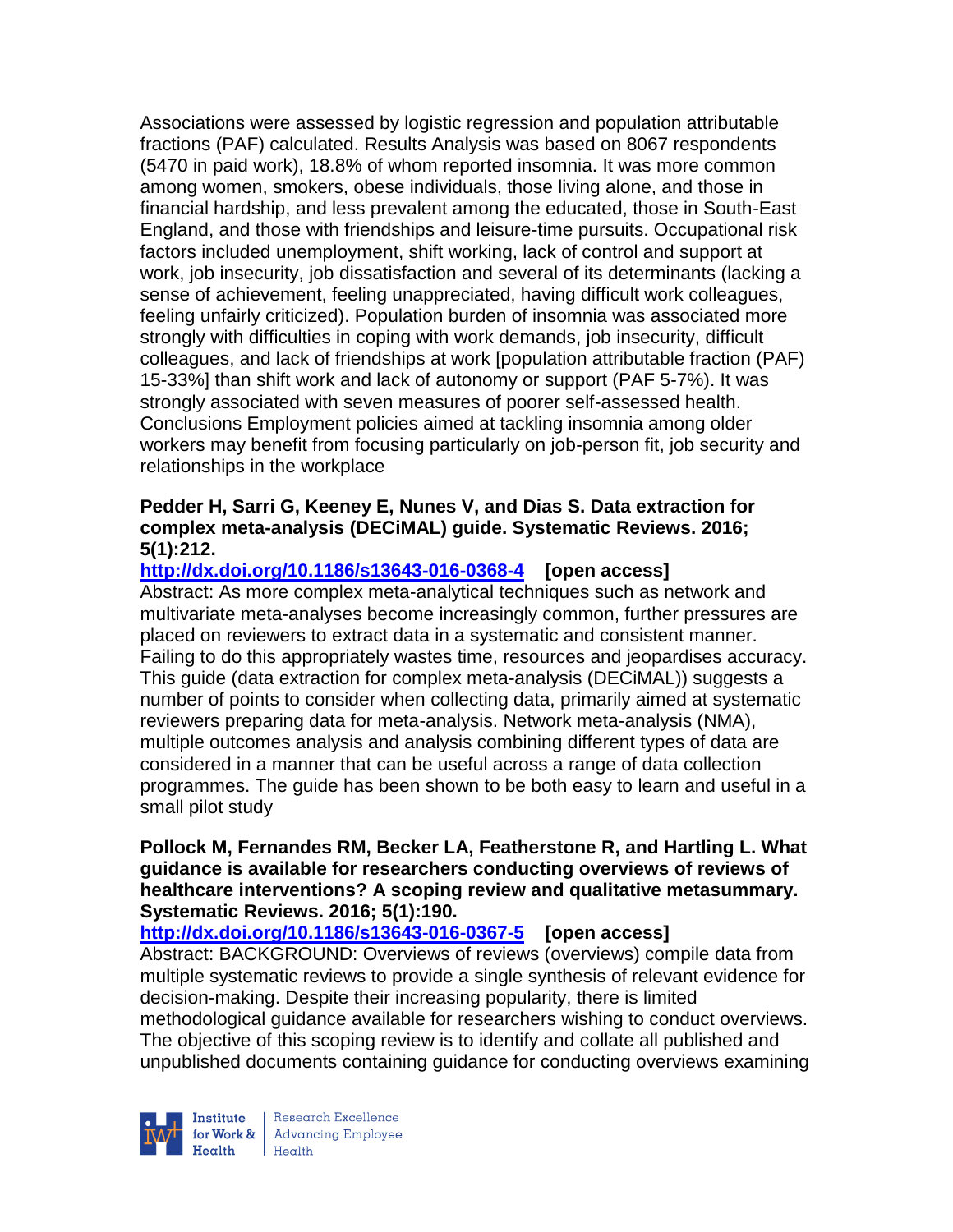Associations were assessed by logistic regression and population attributable fractions (PAF) calculated. Results Analysis was based on 8067 respondents (5470 in paid work), 18.8% of whom reported insomnia. It was more common among women, smokers, obese individuals, those living alone, and those in financial hardship, and less prevalent among the educated, those in South-East England, and those with friendships and leisure-time pursuits. Occupational risk factors included unemployment, shift working, lack of control and support at work, job insecurity, job dissatisfaction and several of its determinants (lacking a sense of achievement, feeling unappreciated, having difficult work colleagues, feeling unfairly criticized). Population burden of insomnia was associated more strongly with difficulties in coping with work demands, job insecurity, difficult colleagues, and lack of friendships at work [population attributable fraction (PAF) 15-33%] than shift work and lack of autonomy or support (PAF 5-7%). It was strongly associated with seven measures of poorer self-assessed health. Conclusions Employment policies aimed at tackling insomnia among older workers may benefit from focusing particularly on job-person fit, job security and relationships in the workplace

**Pedder H, Sarri G, Keeney E, Nunes V, and Dias S. Data extraction for complex meta-analysis (DECiMAL) guide. Systematic Reviews. 2016; 5(1):212.**

**http://dx.doi.org/10.1186/s13643-016-0368-4 [open access]**

Abstract: As more complex meta-analytical techniques such as network and multivariate meta-analyses become increasingly common, further pressures are placed on reviewers to extract data in a systematic and consistent manner. Failing to do this appropriately wastes time, resources and jeopardises accuracy. This guide (data extraction for complex meta-analysis (DECiMAL)) suggests a number of points to consider when collecting data, primarily aimed at systematic reviewers preparing data for meta-analysis. Network meta-analysis (NMA), multiple outcomes analysis and analysis combining different types of data are considered in a manner that can be useful across a range of data collection programmes. The guide has been shown to be both easy to learn and useful in a small pilot study

**Pollock M, Fernandes RM, Becker LA, Featherstone R, and Hartling L. What guidance is available for researchers conducting overviews of reviews of healthcare interventions? A scoping review and qualitative metasummary. Systematic Reviews. 2016; 5(1):190.**

**http://dx.doi.org/10.1186/s13643-016-0367-5 [open access]**

Abstract: BACKGROUND: Overviews of reviews (overviews) compile data from multiple systematic reviews to provide a single synthesis of relevant evidence for decision-making. Despite their increasing popularity, there is limited methodological guidance available for researchers wishing to conduct overviews. The objective of this scoping review is to identify and collate all published and unpublished documents containing guidance for conducting overviews examining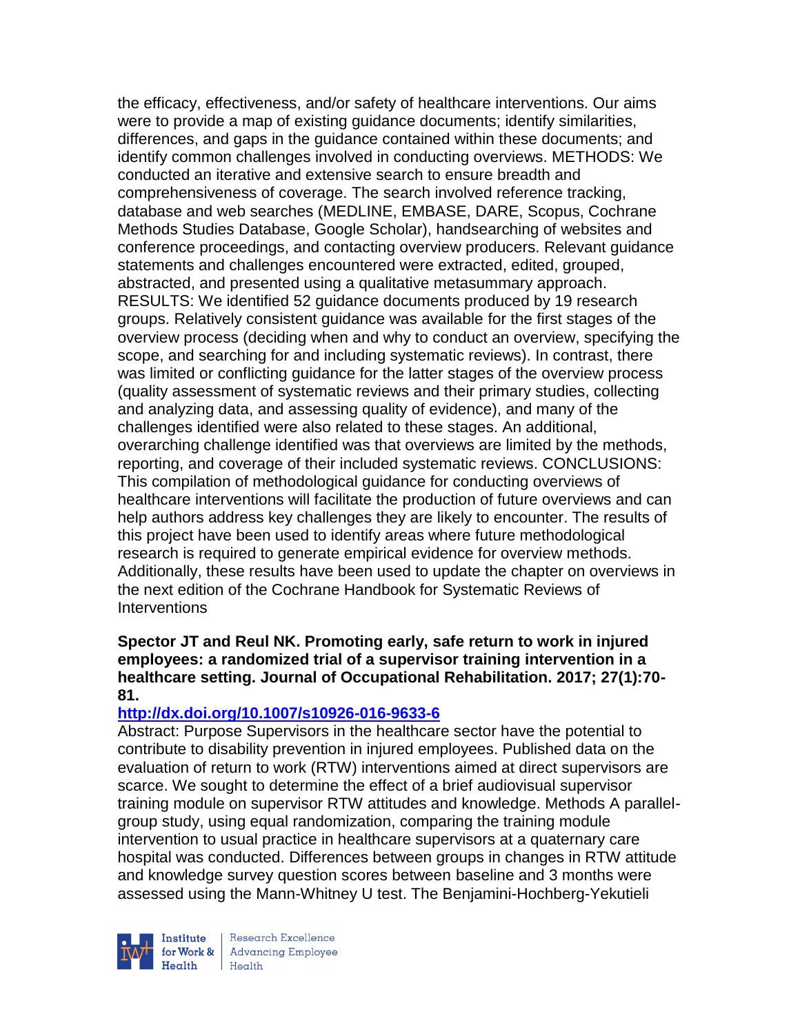the efficacy, effectiveness, and/or safety of healthcare interventions. Our aims were to provide a map of existing guidance documents; identify similarities, differences, and gaps in the guidance contained within these documents; and identify common challenges involved in conducting overviews. METHODS: We conducted an iterative and extensive search to ensure breadth and comprehensiveness of coverage. The search involved reference tracking, database and web searches (MEDLINE, EMBASE, DARE, Scopus, Cochrane Methods Studies Database, Google Scholar), handsearching of websites and conference proceedings, and contacting overview producers. Relevant guidance statements and challenges encountered were extracted, edited, grouped, abstracted, and presented using a qualitative metasummary approach. RESULTS: We identified 52 guidance documents produced by 19 research groups. Relatively consistent guidance was available for the first stages of the overview process (deciding when and why to conduct an overview, specifying the scope, and searching for and including systematic reviews). In contrast, there was limited or conflicting guidance for the latter stages of the overview process (quality assessment of systematic reviews and their primary studies, collecting and analyzing data, and assessing quality of evidence), and many of the challenges identified were also related to these stages. An additional, overarching challenge identified was that overviews are limited by the methods, reporting, and coverage of their included systematic reviews. CONCLUSIONS: This compilation of methodological guidance for conducting overviews of healthcare interventions will facilitate the production of future overviews and can help authors address key challenges they are likely to encounter. The results of this project have been used to identify areas where future methodological research is required to generate empirical evidence for overview methods. Additionally, these results have been used to update the chapter on overviews in the next edition of the Cochrane Handbook for Systematic Reviews of Interventions

**Spector JT and Reul NK. Promoting early, safe return to work in injured employees: a randomized trial of a supervisor training intervention in a healthcare setting. Journal of Occupational Rehabilitation. 2017; 27(1):70-81.**

**http://dx.doi.org/10.1007/s10926-016-9633-6**

Abstract: Purpose Supervisors in the healthcare sector have the potential to contribute to disability prevention in injured employees. Published data on the evaluation of return to work (RTW) interventions aimed at direct supervisors are scarce. We sought to determine the effect of a brief audiovisual supervisor training module on supervisor RTW attitudes and knowledge. Methods A parallel-group study, using equal randomization, comparing the training module intervention to usual practice in healthcare supervisors at a quaternary care hospital was conducted. Differences between groups in changes in RTW attitude and knowledge survey question scores between baseline and 3 months were assessed using the Mann-Whitney U test. The Benjamini-Hochberg-Yekutieli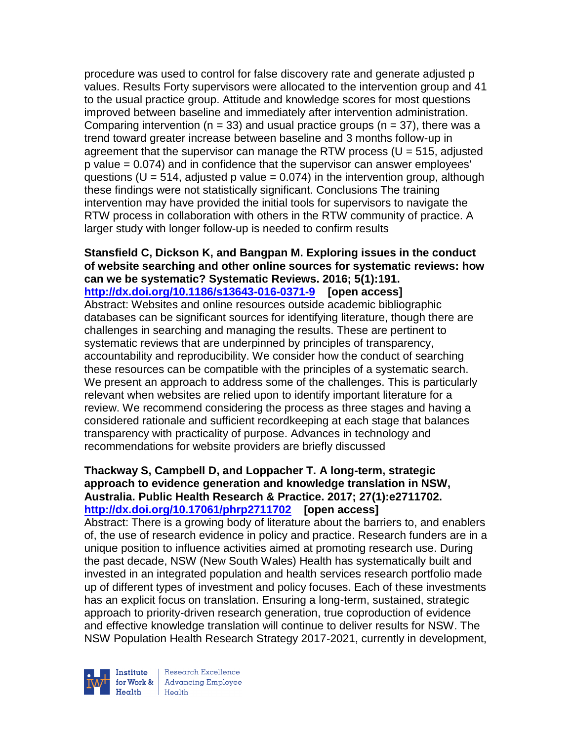procedure was used to control for false discovery rate and generate adjusted p values. Results Forty supervisors were allocated to the intervention group and 41 to the usual practice group. Attitude and knowledge scores for most questions improved between baseline and immediately after intervention administration. Comparing intervention ($n = 33$) and usual practice groups ($n = 37$), there was a trend toward greater increase between baseline and 3 months follow-up in agreement that the supervisor can manage the RTW process ($U = 515$, adjusted p value = 0.074) and in confidence that the supervisor can answer employees' questions ($U = 514$, adjusted p value = 0.074) in the intervention group, although these findings were not statistically significant. Conclusions The training intervention may have provided the initial tools for supervisors to navigate the RTW process in collaboration with others in the RTW community of practice. A larger study with longer follow-up is needed to confirm results

**Stansfield C, Dickson K, and Bangpan M. Exploring issues in the conduct of website searching and other online sources for systematic reviews: how can we be systematic? Systematic Reviews. 2016; 5(1):191.**
**http://dx.doi.org/10.1186/s13643-016-0371-9 [open access]**
Abstract: Websites and online resources outside academic bibliographic databases can be significant sources for identifying literature, though there are challenges in searching and managing the results. These are pertinent to systematic reviews that are underpinned by principles of transparency, accountability and reproducibility. We consider how the conduct of searching these resources can be compatible with the principles of a systematic search. We present an approach to address some of the challenges. This is particularly relevant when websites are relied upon to identify important literature for a review. We recommend considering the process as three stages and having a considered rationale and sufficient recordkeeping at each stage that balances transparency with practicality of purpose. Advances in technology and recommendations for website providers are briefly discussed

**Thackway S, Campbell D, and Loppacher T. A long-term, strategic approach to evidence generation and knowledge translation in NSW, Australia. Public Health Research & Practice. 2017; 27(1):e2711702.**
**http://dx.doi.org/10.17061/phrp2711702 [open access]**
Abstract: There is a growing body of literature about the barriers to, and enablers of, the use of research evidence in policy and practice. Research funders are in a unique position to influence activities aimed at promoting research use. During the past decade, NSW (New South Wales) Health has systematically built and invested in an integrated population and health services research portfolio made up of different types of investment and policy focuses. Each of these investments has an explicit focus on translation. Ensuring a long-term, sustained, strategic approach to priority-driven research generation, true coproduction of evidence and effective knowledge translation will continue to deliver results for NSW. The NSW Population Health Research Strategy 2017-2021, currently in development,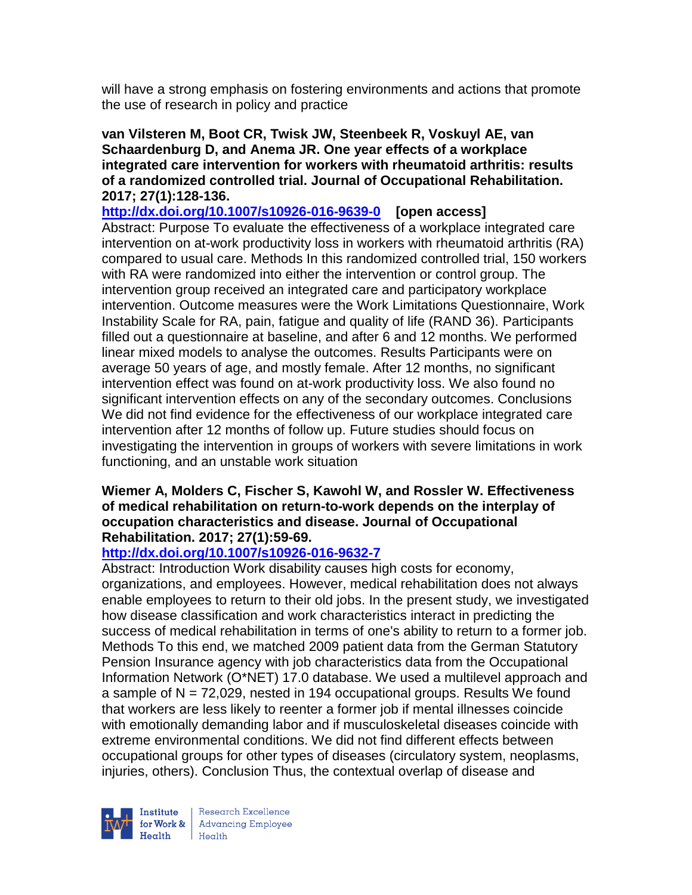will have a strong emphasis on fostering environments and actions that promote the use of research in policy and practice

**van Vilsteren M, Boot CR, Twisk JW, Steenbeek R, Voskuyl AE, van Schaardenburg D, and Anema JR. One year effects of a workplace integrated care intervention for workers with rheumatoid arthritis: results of a randomized controlled trial. Journal of Occupational Rehabilitation. 2017; 27(1):128-136.**

**http://dx.doi.org/10.1007/s10926-016-9639-0 [open access]**

Abstract: Purpose To evaluate the effectiveness of a workplace integrated care intervention on at-work productivity loss in workers with rheumatoid arthritis (RA) compared to usual care. Methods In this randomized controlled trial, 150 workers with RA were randomized into either the intervention or control group. The intervention group received an integrated care and participatory workplace intervention. Outcome measures were the Work Limitations Questionnaire, Work Instability Scale for RA, pain, fatigue and quality of life (RAND 36). Participants filled out a questionnaire at baseline, and after 6 and 12 months. We performed linear mixed models to analyse the outcomes. Results Participants were on average 50 years of age, and mostly female. After 12 months, no significant intervention effect was found on at-work productivity loss. We also found no significant intervention effects on any of the secondary outcomes. Conclusions We did not find evidence for the effectiveness of our workplace integrated care intervention after 12 months of follow up. Future studies should focus on investigating the intervention in groups of workers with severe limitations in work functioning, and an unstable work situation

**Wiemer A, Molders C, Fischer S, Kawohl W, and Rossler W. Effectiveness of medical rehabilitation on return-to-work depends on the interplay of occupation characteristics and disease. Journal of Occupational Rehabilitation. 2017; 27(1):59-69.**

**http://dx.doi.org/10.1007/s10926-016-9632-7**

Abstract: Introduction Work disability causes high costs for economy, organizations, and employees. However, medical rehabilitation does not always enable employees to return to their old jobs. In the present study, we investigated how disease classification and work characteristics interact in predicting the success of medical rehabilitation in terms of one's ability to return to a former job. Methods To this end, we matched 2009 patient data from the German Statutory Pension Insurance agency with job characteristics data from the Occupational Information Network (O*NET) 17.0 database. We used a multilevel approach and a sample of N = 72,029, nested in 194 occupational groups. Results We found that workers are less likely to reenter a former job if mental illnesses coincide with emotionally demanding labor and if musculoskeletal diseases coincide with extreme environmental conditions. We did not find different effects between occupational groups for other types of diseases (circulatory system, neoplasms, injuries, others). Conclusion Thus, the contextual overlap of disease and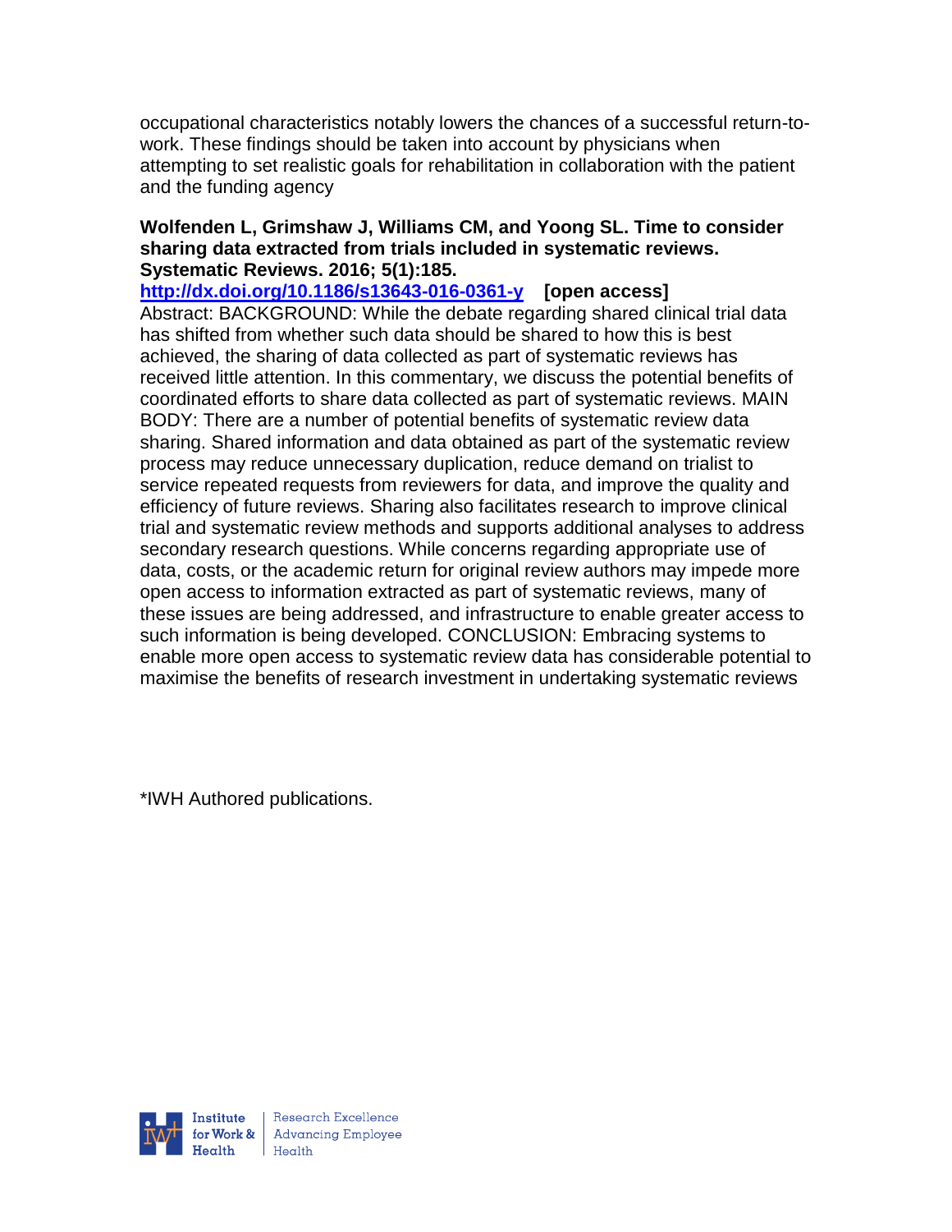occupational characteristics notably lowers the chances of a successful return-to-work. These findings should be taken into account by physicians when attempting to set realistic goals for rehabilitation in collaboration with the patient and the funding agency

**Wolfenden L, Grimshaw J, Williams CM, and Yoong SL. Time to consider sharing data extracted from trials included in systematic reviews. Systematic Reviews. 2016; 5(1):185.**
**http://dx.doi.org/10.1186/s13643-016-0361-y [open access]**
Abstract: BACKGROUND: While the debate regarding shared clinical trial data has shifted from whether such data should be shared to how this is best achieved, the sharing of data collected as part of systematic reviews has received little attention. In this commentary, we discuss the potential benefits of coordinated efforts to share data collected as part of systematic reviews. MAIN BODY: There are a number of potential benefits of systematic review data sharing. Shared information and data obtained as part of the systematic review process may reduce unnecessary duplication, reduce demand on trialist to service repeated requests from reviewers for data, and improve the quality and efficiency of future reviews. Sharing also facilitates research to improve clinical trial and systematic review methods and supports additional analyses to address secondary research questions. While concerns regarding appropriate use of data, costs, or the academic return for original review authors may impede more open access to information extracted as part of systematic reviews, many of these issues are being addressed, and infrastructure to enable greater access to such information is being developed. CONCLUSION: Embracing systems to enable more open access to systematic review data has considerable potential to maximise the benefits of research investment in undertaking systematic reviews

*IWH Authored publications.